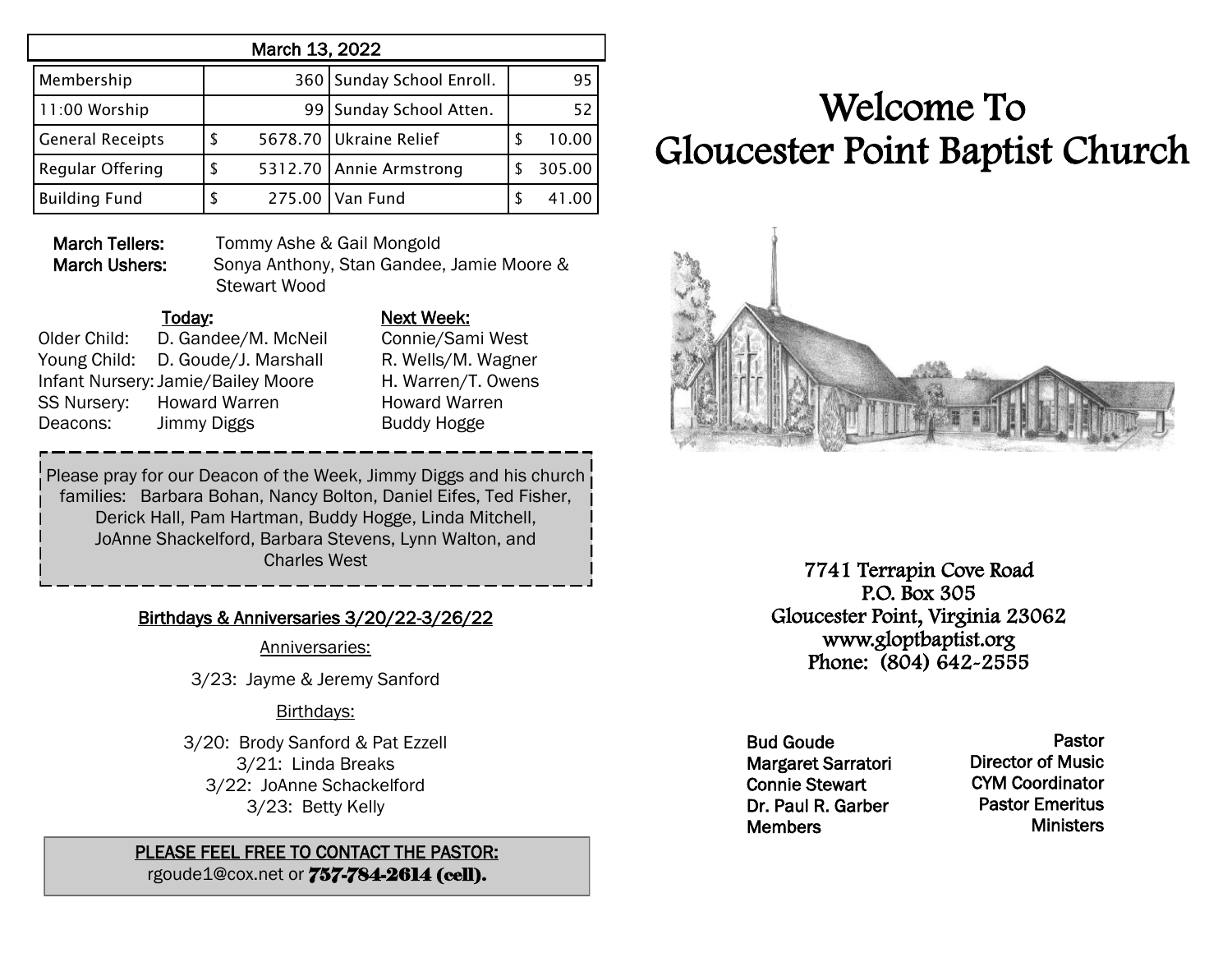| March 13, 2022 | | | |
|---|---|---|---|
| Membership | 360 | Sunday School Enroll. | 95 |
| 11:00 Worship | 99 | Sunday School Atten. | 52 |
| General Receipts | $ 5678.70 | Ukraine Relief | $ 10.00 |
| Regular Offering | $ 5312.70 | Annie Armstrong | $ 305.00 |
| Building Fund | $ 275.00 | Van Fund | $ 41.00 |

**March Tellers:** Tommy Ashe & Gail Mongold
**March Ushers:** Sonya Anthony, Stan Gandee, Jamie Moore & Stewart Wood

| | Today: | Next Week: |
|---|---|---|
| Older Child: | D. Gandee/M. McNeil | Connie/Sami West |
| Young Child: | D. Goude/J. Marshall | R. Wells/M. Wagner |
| Infant Nursery: | Jamie/Bailey Moore | H. Warren/T. Owens |
| SS Nursery: | Howard Warren | Howard Warren |
| Deacons: | Jimmy Diggs | Buddy Hogge |

Please pray for our Deacon of the Week, Jimmy Diggs and his church families: Barbara Bohan, Nancy Bolton, Daniel Eifes, Ted Fisher, Derick Hall, Pam Hartman, Buddy Hogge, Linda Mitchell, JoAnne Shackelford, Barbara Stevens, Lynn Walton, and Charles West

## Birthdays & Anniversaries 3/20/22-3/26/22

Anniversaries:

3/23: Jayme & Jeremy Sanford

Birthdays:

3/20: Brody Sanford & Pat Ezzell
3/21: Linda Breaks
3/22: JoAnne Schackelford
3/23: Betty Kelly

**PLEASE FEEL FREE TO CONTACT THE PASTOR:**
rgoude1@cox.net or **757-784-2614 (cell).**

# Welcome To Gloucester Point Baptist Church

7741 Terrapin Cove Road
P.O. Box 305
Gloucester Point, Virginia 23062
www.gloptbaptist.org
Phone: (804) 642-2555

| | |
|---|---|
| Bud Goude | Pastor |
| Margaret Sarratori | Director of Music |
| Connie Stewart | CYM Coordinator |
| Dr. Paul R. Garber | Pastor Emeritus |
| Members | Ministers |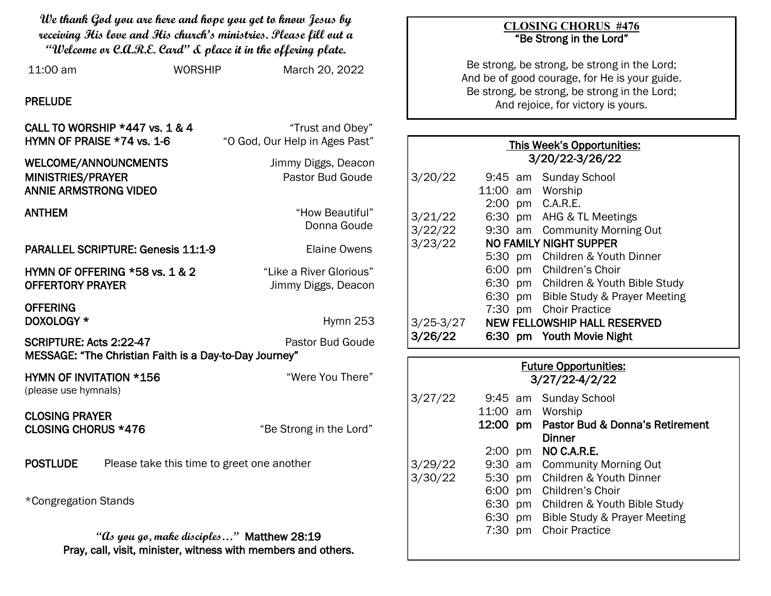***We thank God you are here and hope you get to know Jesus by receiving His love and His church's ministries. Please fill out a "Welcome or C.A.R.E. Card" & place it in the offering plate.***

11:00 am — WORSHIP — March 20, 2022

**PRELUDE**

**CALL TO WORSHIP *447 vs. 1 & 4** — "Trust and Obey"
**HYMN OF PRAISE *74 vs. 1-6** — "O God, Our Help in Ages Past"

**WELCOME/ANNOUNCMENTS** — Jimmy Diggs, Deacon
**MINISTRIES/PRAYER** — Pastor Bud Goude
**ANNIE ARMSTRONG VIDEO**

**ANTHEM** — "How Beautiful" Donna Goude

**PARALLEL SCRIPTURE: Genesis 11:1-9** — Elaine Owens

**HYMN OF OFFERING *58 vs. 1 & 2** — "Like a River Glorious"
**OFFERTORY PRAYER** — Jimmy Diggs, Deacon

**OFFERING**
**DOXOLOGY *** — Hymn 253

**SCRIPTURE: Acts 2:22-47** — Pastor Bud Goude
**MESSAGE: "The Christian Faith is a Day-to-Day Journey"**

**HYMN OF INVITATION *156** — "Were You There"
(please use hymnals)

**CLOSING PRAYER**
**CLOSING CHORUS *476** — "Be Strong in the Lord"

**POSTLUDE** Please take this time to greet one another

*Congregation Stands

***"As you go, make disciples…"*** **Matthew 28:19**
**Pray, call, visit, minister, witness with members and others.**

---

**CLOSING CHORUS #476**
**"Be Strong in the Lord"**

Be strong, be strong, be strong in the Lord;
And be of good courage, for He is your guide.
Be strong, be strong, be strong in the Lord;
And rejoice, for victory is yours.

---

**This Week's Opportunities:**
**3/20/22-3/26/22**

| | | |
|---|---|---|
| 3/20/22 | 9:45 am | Sunday School |
| | 11:00 am | Worship |
| | 2:00 pm | C.A.R.E. |
| 3/21/22 | 6:30 pm | AHG & TL Meetings |
| 3/22/22 | 9:30 am | Community Morning Out |
| 3/23/22 | **NO FAMILY NIGHT SUPPER** | |
| | 5:30 pm | Children & Youth Dinner |
| | 6:00 pm | Children's Choir |
| | 6:30 pm | Children & Youth Bible Study |
| | 6:30 pm | Bible Study & Prayer Meeting |
| | 7:30 pm | Choir Practice |
| 3/25-3/27 | **NEW FELLOWSHIP HALL RESERVED** | |
| **3/26/22** | **6:30 pm** | **Youth Movie Night** |

---

**Future Opportunities:**
**3/27/22-4/2/22**

| | | |
|---|---|---|
| 3/27/22 | 9:45 am | Sunday School |
| | 11:00 am | Worship |
| | **12:00 pm** | **Pastor Bud & Donna's Retirement Dinner** |
| | 2:00 pm | **NO C.A.R.E.** |
| 3/29/22 | 9:30 am | Community Morning Out |
| 3/30/22 | 5:30 pm | Children & Youth Dinner |
| | 6:00 pm | Children's Choir |
| | 6:30 pm | Children & Youth Bible Study |
| | 6:30 pm | Bible Study & Prayer Meeting |
| | 7:30 pm | Choir Practice |